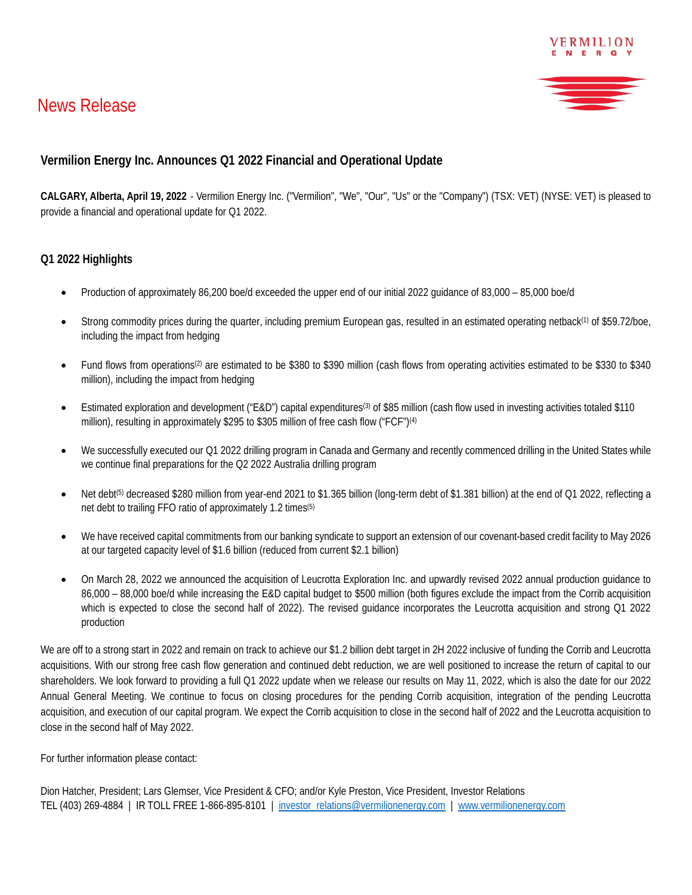VERMILION ENERGY

News Release

## Vermilion Energy Inc. Announces Q1 2022 Financial and Operational Update

**CALGARY, Alberta, April 19, 2022** - Vermilion Energy Inc. ("Vermilion", "We", "Our", "Us" or the "Company") (TSX: VET) (NYSE: VET) is pleased to provide a financial and operational update for Q1 2022.

### Q1 2022 Highlights

- Production of approximately 86,200 boe/d exceeded the upper end of our initial 2022 guidance of 83,000 – 85,000 boe/d
- Strong commodity prices during the quarter, including premium European gas, resulted in an estimated operating netback(1) of $59.72/boe, including the impact from hedging
- Fund flows from operations(2) are estimated to be $380 to $390 million (cash flows from operating activities estimated to be $330 to $340 million), including the impact from hedging
- Estimated exploration and development ("E&D") capital expenditures(3) of $85 million (cash flow used in investing activities totaled $110 million), resulting in approximately $295 to $305 million of free cash flow ("FCF")(4)
- We successfully executed our Q1 2022 drilling program in Canada and Germany and recently commenced drilling in the United States while we continue final preparations for the Q2 2022 Australia drilling program
- Net debt(5) decreased $280 million from year-end 2021 to $1.365 billion (long-term debt of $1.381 billion) at the end of Q1 2022, reflecting a net debt to trailing FFO ratio of approximately 1.2 times(5)
- We have received capital commitments from our banking syndicate to support an extension of our covenant-based credit facility to May 2026 at our targeted capacity level of $1.6 billion (reduced from current $2.1 billion)
- On March 28, 2022 we announced the acquisition of Leucrotta Exploration Inc. and upwardly revised 2022 annual production guidance to 86,000 – 88,000 boe/d while increasing the E&D capital budget to $500 million (both figures exclude the impact from the Corrib acquisition which is expected to close the second half of 2022). The revised guidance incorporates the Leucrotta acquisition and strong Q1 2022 production

We are off to a strong start in 2022 and remain on track to achieve our $1.2 billion debt target in 2H 2022 inclusive of funding the Corrib and Leucrotta acquisitions. With our strong free cash flow generation and continued debt reduction, we are well positioned to increase the return of capital to our shareholders. We look forward to providing a full Q1 2022 update when we release our results on May 11, 2022, which is also the date for our 2022 Annual General Meeting. We continue to focus on closing procedures for the pending Corrib acquisition, integration of the pending Leucrotta acquisition, and execution of our capital program. We expect the Corrib acquisition to close in the second half of 2022 and the Leucrotta acquisition to close in the second half of May 2022.

For further information please contact:

Dion Hatcher, President; Lars Glemser, Vice President & CFO; and/or Kyle Preston, Vice President, Investor Relations
TEL (403) 269-4884 | IR TOLL FREE 1-866-895-8101 | investor_relations@vermilionenergy.com | www.vermilionenergy.com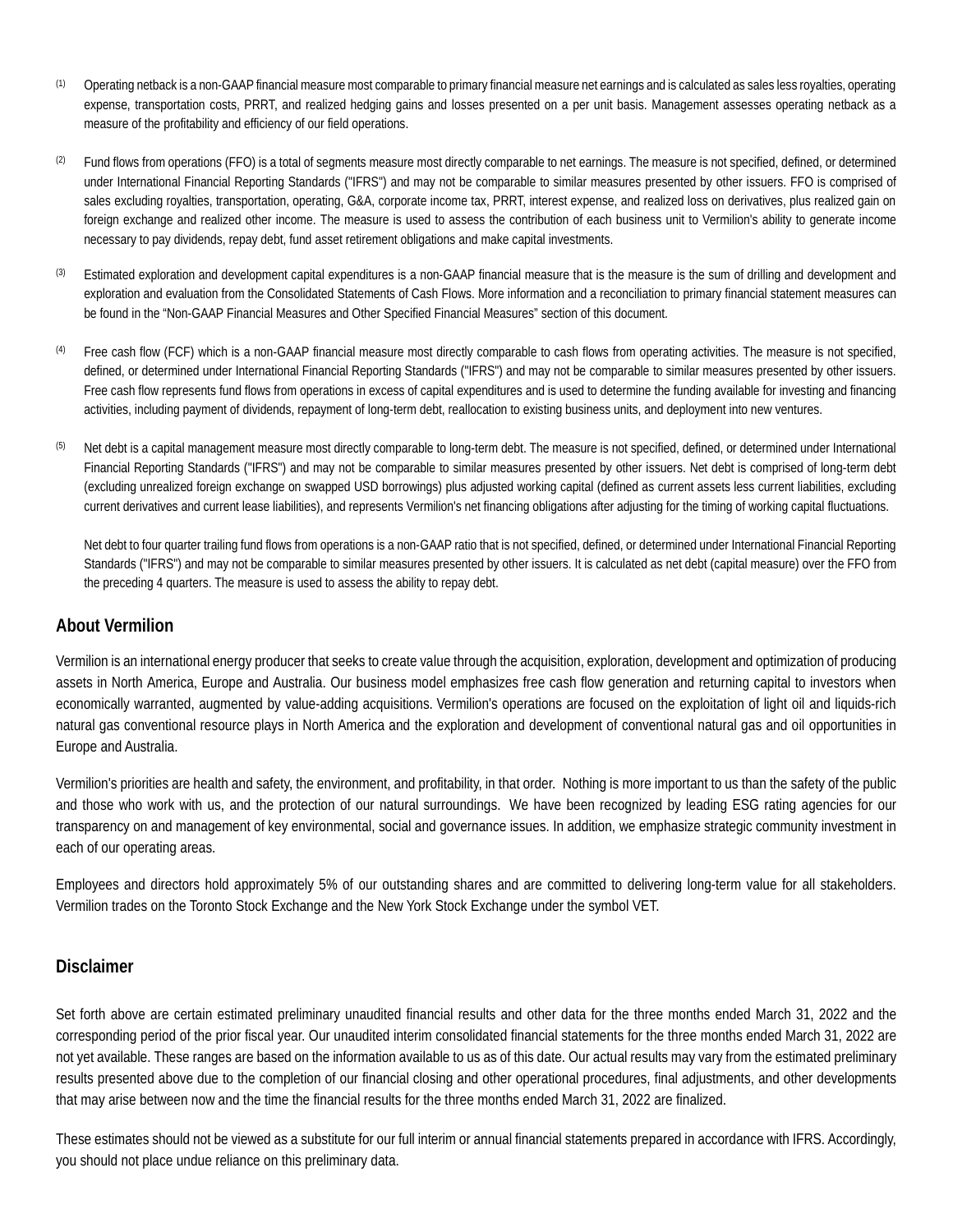(1) Operating netback is a non-GAAP financial measure most comparable to primary financial measure net earnings and is calculated as sales less royalties, operating expense, transportation costs, PRRT, and realized hedging gains and losses presented on a per unit basis. Management assesses operating netback as a measure of the profitability and efficiency of our field operations.

(2) Fund flows from operations (FFO) is a total of segments measure most directly comparable to net earnings. The measure is not specified, defined, or determined under International Financial Reporting Standards ("IFRS") and may not be comparable to similar measures presented by other issuers. FFO is comprised of sales excluding royalties, transportation, operating, G&A, corporate income tax, PRRT, interest expense, and realized loss on derivatives, plus realized gain on foreign exchange and realized other income. The measure is used to assess the contribution of each business unit to Vermilion's ability to generate income necessary to pay dividends, repay debt, fund asset retirement obligations and make capital investments.

(3) Estimated exploration and development capital expenditures is a non-GAAP financial measure that is the measure is the sum of drilling and development and exploration and evaluation from the Consolidated Statements of Cash Flows. More information and a reconciliation to primary financial statement measures can be found in the "Non-GAAP Financial Measures and Other Specified Financial Measures" section of this document.

(4) Free cash flow (FCF) which is a non-GAAP financial measure most directly comparable to cash flows from operating activities. The measure is not specified, defined, or determined under International Financial Reporting Standards ("IFRS") and may not be comparable to similar measures presented by other issuers. Free cash flow represents fund flows from operations in excess of capital expenditures and is used to determine the funding available for investing and financing activities, including payment of dividends, repayment of long-term debt, reallocation to existing business units, and deployment into new ventures.

(5) Net debt is a capital management measure most directly comparable to long-term debt. The measure is not specified, defined, or determined under International Financial Reporting Standards ("IFRS") and may not be comparable to similar measures presented by other issuers. Net debt is comprised of long-term debt (excluding unrealized foreign exchange on swapped USD borrowings) plus adjusted working capital (defined as current assets less current liabilities, excluding current derivatives and current lease liabilities), and represents Vermilion's net financing obligations after adjusting for the timing of working capital fluctuations.

Net debt to four quarter trailing fund flows from operations is a non-GAAP ratio that is not specified, defined, or determined under International Financial Reporting Standards ("IFRS") and may not be comparable to similar measures presented by other issuers. It is calculated as net debt (capital measure) over the FFO from the preceding 4 quarters. The measure is used to assess the ability to repay debt.

## About Vermilion

Vermilion is an international energy producer that seeks to create value through the acquisition, exploration, development and optimization of producing assets in North America, Europe and Australia. Our business model emphasizes free cash flow generation and returning capital to investors when economically warranted, augmented by value-adding acquisitions. Vermilion's operations are focused on the exploitation of light oil and liquids-rich natural gas conventional resource plays in North America and the exploration and development of conventional natural gas and oil opportunities in Europe and Australia.

Vermilion's priorities are health and safety, the environment, and profitability, in that order. Nothing is more important to us than the safety of the public and those who work with us, and the protection of our natural surroundings. We have been recognized by leading ESG rating agencies for our transparency on and management of key environmental, social and governance issues. In addition, we emphasize strategic community investment in each of our operating areas.

Employees and directors hold approximately 5% of our outstanding shares and are committed to delivering long-term value for all stakeholders. Vermilion trades on the Toronto Stock Exchange and the New York Stock Exchange under the symbol VET.

## Disclaimer

Set forth above are certain estimated preliminary unaudited financial results and other data for the three months ended March 31, 2022 and the corresponding period of the prior fiscal year. Our unaudited interim consolidated financial statements for the three months ended March 31, 2022 are not yet available. These ranges are based on the information available to us as of this date. Our actual results may vary from the estimated preliminary results presented above due to the completion of our financial closing and other operational procedures, final adjustments, and other developments that may arise between now and the time the financial results for the three months ended March 31, 2022 are finalized.

These estimates should not be viewed as a substitute for our full interim or annual financial statements prepared in accordance with IFRS. Accordingly, you should not place undue reliance on this preliminary data.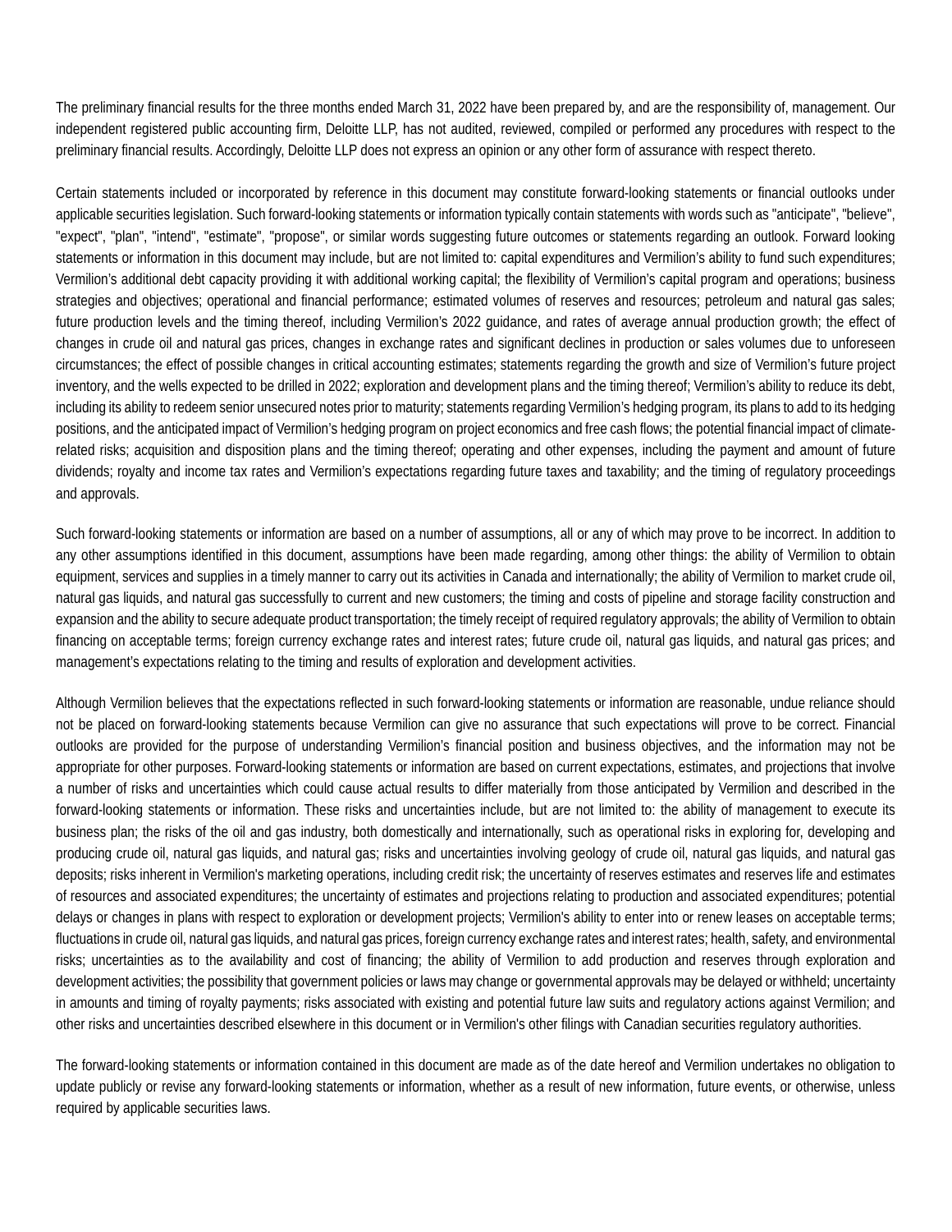The preliminary financial results for the three months ended March 31, 2022 have been prepared by, and are the responsibility of, management. Our independent registered public accounting firm, Deloitte LLP, has not audited, reviewed, compiled or performed any procedures with respect to the preliminary financial results. Accordingly, Deloitte LLP does not express an opinion or any other form of assurance with respect thereto.

Certain statements included or incorporated by reference in this document may constitute forward-looking statements or financial outlooks under applicable securities legislation. Such forward-looking statements or information typically contain statements with words such as "anticipate", "believe", "expect", "plan", "intend", "estimate", "propose", or similar words suggesting future outcomes or statements regarding an outlook. Forward looking statements or information in this document may include, but are not limited to: capital expenditures and Vermilion's ability to fund such expenditures; Vermilion's additional debt capacity providing it with additional working capital; the flexibility of Vermilion's capital program and operations; business strategies and objectives; operational and financial performance; estimated volumes of reserves and resources; petroleum and natural gas sales; future production levels and the timing thereof, including Vermilion's 2022 guidance, and rates of average annual production growth; the effect of changes in crude oil and natural gas prices, changes in exchange rates and significant declines in production or sales volumes due to unforeseen circumstances; the effect of possible changes in critical accounting estimates; statements regarding the growth and size of Vermilion's future project inventory, and the wells expected to be drilled in 2022; exploration and development plans and the timing thereof; Vermilion's ability to reduce its debt, including its ability to redeem senior unsecured notes prior to maturity; statements regarding Vermilion's hedging program, its plans to add to its hedging positions, and the anticipated impact of Vermilion's hedging program on project economics and free cash flows; the potential financial impact of climate-related risks; acquisition and disposition plans and the timing thereof; operating and other expenses, including the payment and amount of future dividends; royalty and income tax rates and Vermilion's expectations regarding future taxes and taxability; and the timing of regulatory proceedings and approvals.

Such forward-looking statements or information are based on a number of assumptions, all or any of which may prove to be incorrect. In addition to any other assumptions identified in this document, assumptions have been made regarding, among other things: the ability of Vermilion to obtain equipment, services and supplies in a timely manner to carry out its activities in Canada and internationally; the ability of Vermilion to market crude oil, natural gas liquids, and natural gas successfully to current and new customers; the timing and costs of pipeline and storage facility construction and expansion and the ability to secure adequate product transportation; the timely receipt of required regulatory approvals; the ability of Vermilion to obtain financing on acceptable terms; foreign currency exchange rates and interest rates; future crude oil, natural gas liquids, and natural gas prices; and management's expectations relating to the timing and results of exploration and development activities.

Although Vermilion believes that the expectations reflected in such forward-looking statements or information are reasonable, undue reliance should not be placed on forward-looking statements because Vermilion can give no assurance that such expectations will prove to be correct. Financial outlooks are provided for the purpose of understanding Vermilion's financial position and business objectives, and the information may not be appropriate for other purposes. Forward-looking statements or information are based on current expectations, estimates, and projections that involve a number of risks and uncertainties which could cause actual results to differ materially from those anticipated by Vermilion and described in the forward-looking statements or information. These risks and uncertainties include, but are not limited to: the ability of management to execute its business plan; the risks of the oil and gas industry, both domestically and internationally, such as operational risks in exploring for, developing and producing crude oil, natural gas liquids, and natural gas; risks and uncertainties involving geology of crude oil, natural gas liquids, and natural gas deposits; risks inherent in Vermilion's marketing operations, including credit risk; the uncertainty of reserves estimates and reserves life and estimates of resources and associated expenditures; the uncertainty of estimates and projections relating to production and associated expenditures; potential delays or changes in plans with respect to exploration or development projects; Vermilion's ability to enter into or renew leases on acceptable terms; fluctuations in crude oil, natural gas liquids, and natural gas prices, foreign currency exchange rates and interest rates; health, safety, and environmental risks; uncertainties as to the availability and cost of financing; the ability of Vermilion to add production and reserves through exploration and development activities; the possibility that government policies or laws may change or governmental approvals may be delayed or withheld; uncertainty in amounts and timing of royalty payments; risks associated with existing and potential future law suits and regulatory actions against Vermilion; and other risks and uncertainties described elsewhere in this document or in Vermilion's other filings with Canadian securities regulatory authorities.

The forward-looking statements or information contained in this document are made as of the date hereof and Vermilion undertakes no obligation to update publicly or revise any forward-looking statements or information, whether as a result of new information, future events, or otherwise, unless required by applicable securities laws.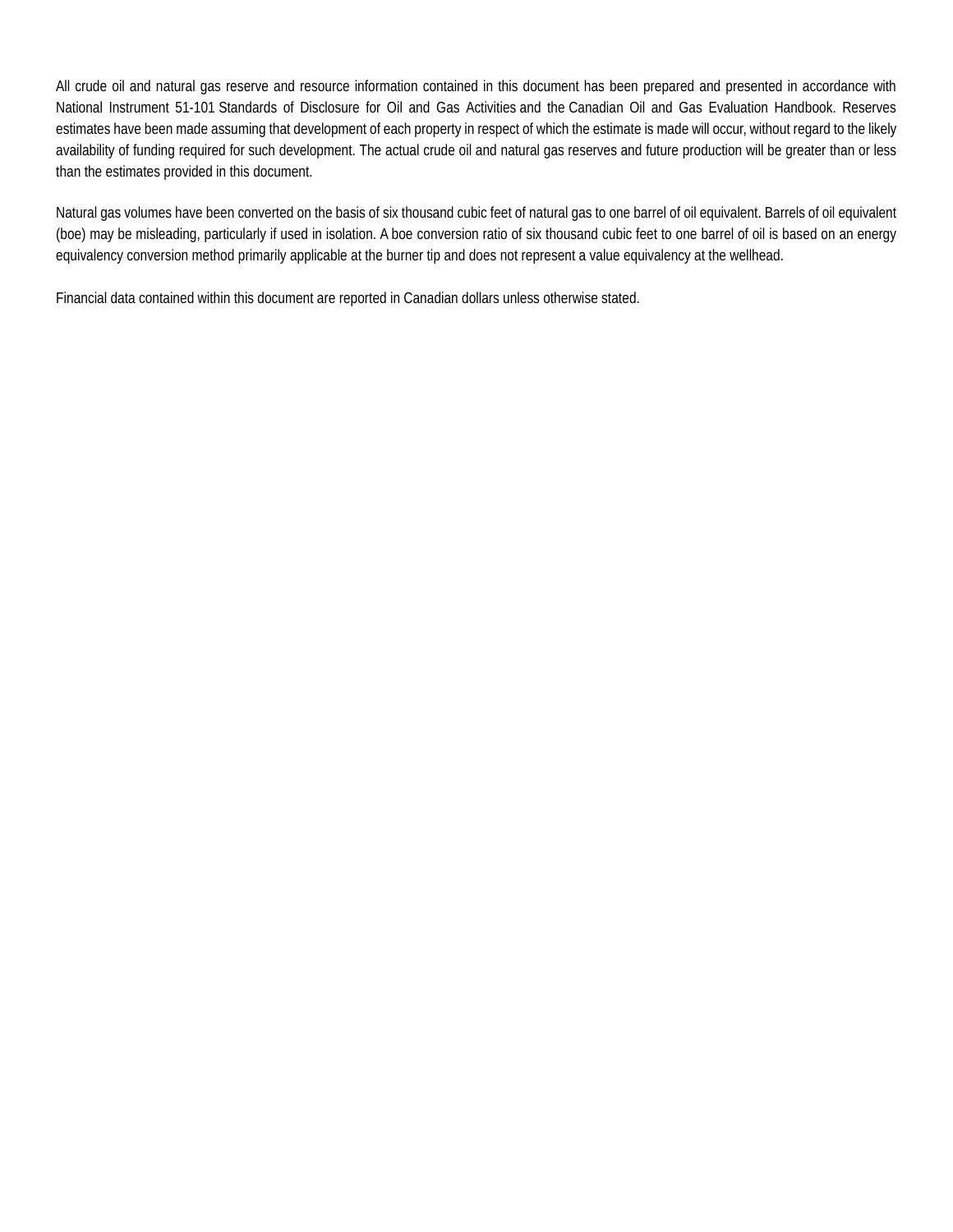All crude oil and natural gas reserve and resource information contained in this document has been prepared and presented in accordance with National Instrument 51-101 Standards of Disclosure for Oil and Gas Activities and the Canadian Oil and Gas Evaluation Handbook. Reserves estimates have been made assuming that development of each property in respect of which the estimate is made will occur, without regard to the likely availability of funding required for such development. The actual crude oil and natural gas reserves and future production will be greater than or less than the estimates provided in this document.

Natural gas volumes have been converted on the basis of six thousand cubic feet of natural gas to one barrel of oil equivalent. Barrels of oil equivalent (boe) may be misleading, particularly if used in isolation. A boe conversion ratio of six thousand cubic feet to one barrel of oil is based on an energy equivalency conversion method primarily applicable at the burner tip and does not represent a value equivalency at the wellhead.

Financial data contained within this document are reported in Canadian dollars unless otherwise stated.